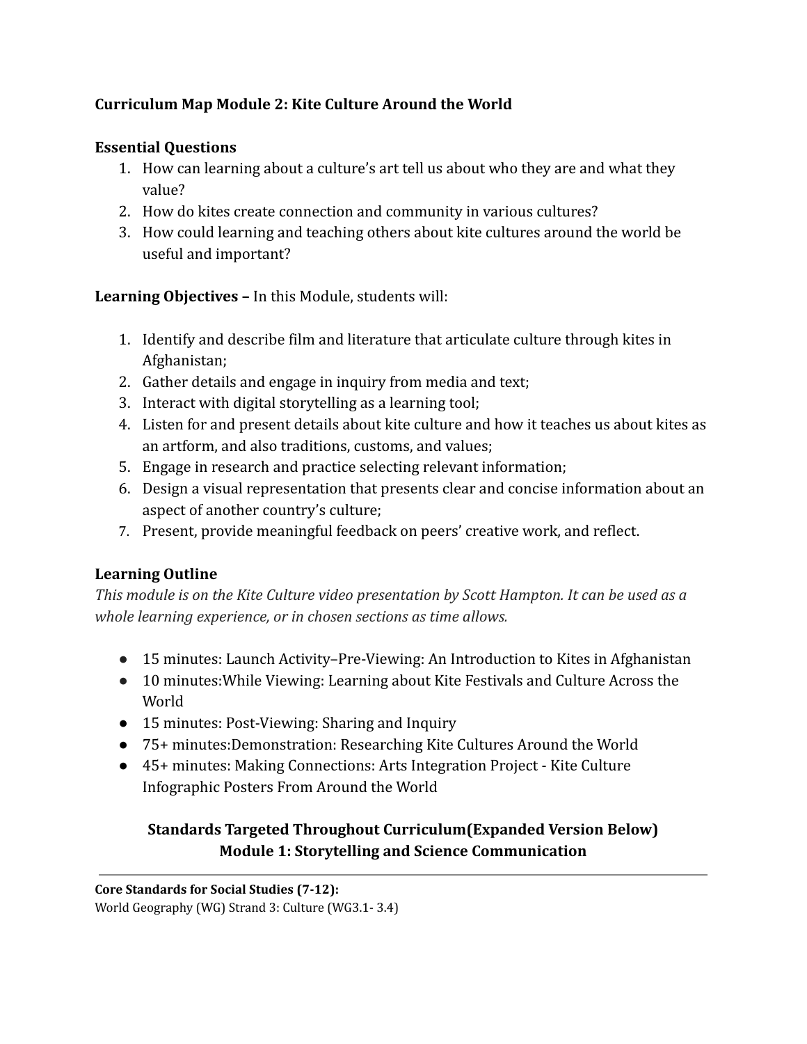**Curriculum Map Module 2: Kite Culture Around the World**

**Essential Questions**

1. How can learning about a culture's art tell us about who they are and what they value?
2. How do kites create connection and community in various cultures?
3. How could learning and teaching others about kite cultures around the world be useful and important?

**Learning Objectives –** In this Module, students will:

1. Identify and describe film and literature that articulate culture through kites in Afghanistan;
2. Gather details and engage in inquiry from media and text;
3. Interact with digital storytelling as a learning tool;
4. Listen for and present details about kite culture and how it teaches us about kites as an artform, and also traditions, customs, and values;
5. Engage in research and practice selecting relevant information;
6. Design a visual representation that presents clear and concise information about an aspect of another country's culture;
7. Present, provide meaningful feedback on peers' creative work, and reflect.

**Learning Outline**

*This module is on the Kite Culture video presentation by Scott Hampton. It can be used as a whole learning experience, or in chosen sections as time allows.*

- 15 minutes: Launch Activity–Pre-Viewing: An Introduction to Kites in Afghanistan
- 10 minutes:While Viewing: Learning about Kite Festivals and Culture Across the World
- 15 minutes: Post-Viewing: Sharing and Inquiry
- 75+ minutes:Demonstration: Researching Kite Cultures Around the World
- 45+ minutes: Making Connections: Arts Integration Project - Kite Culture Infographic Posters From Around the World

**Standards Targeted Throughout Curriculum(Expanded Version Below)**
**Module 1: Storytelling and Science Communication**

---

**Core Standards for Social Studies (7-12):**
World Geography (WG) Strand 3: Culture (WG3.1- 3.4)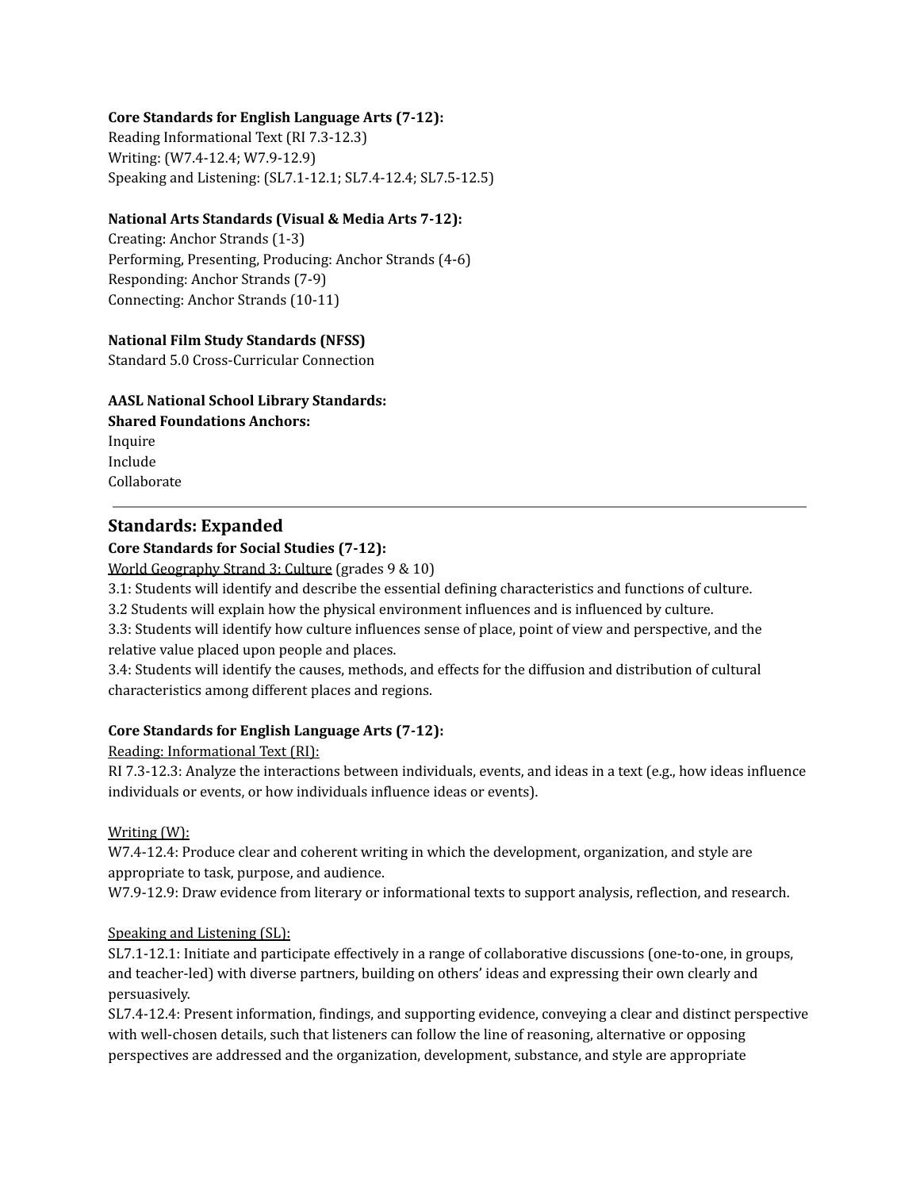**Core Standards for English Language Arts (7-12):**
Reading Informational Text (RI 7.3-12.3)
Writing: (W7.4-12.4; W7.9-12.9)
Speaking and Listening: (SL7.1-12.1; SL7.4-12.4; SL7.5-12.5)

**National Arts Standards (Visual & Media Arts 7-12):**
Creating: Anchor Strands (1-3)
Performing, Presenting, Producing: Anchor Strands (4-6)
Responding: Anchor Strands (7-9)
Connecting: Anchor Strands (10-11)

**National Film Study Standards (NFSS)**
Standard 5.0 Cross-Curricular Connection

**AASL National School Library Standards:**
**Shared Foundations Anchors:**
Inquire
Include
Collaborate

---

## Standards: Expanded

**Core Standards for Social Studies (7-12):**
World Geography Strand 3: Culture (grades 9 & 10)
3.1: Students will identify and describe the essential defining characteristics and functions of culture.
3.2 Students will explain how the physical environment influences and is influenced by culture.
3.3: Students will identify how culture influences sense of place, point of view and perspective, and the relative value placed upon people and places.
3.4: Students will identify the causes, methods, and effects for the diffusion and distribution of cultural characteristics among different places and regions.

**Core Standards for English Language Arts (7-12):**
Reading: Informational Text (RI):
RI 7.3-12.3: Analyze the interactions between individuals, events, and ideas in a text (e.g., how ideas influence individuals or events, or how individuals influence ideas or events).

Writing (W):
W7.4-12.4: Produce clear and coherent writing in which the development, organization, and style are appropriate to task, purpose, and audience.
W7.9-12.9: Draw evidence from literary or informational texts to support analysis, reflection, and research.

Speaking and Listening (SL):
SL7.1-12.1: Initiate and participate effectively in a range of collaborative discussions (one-to-one, in groups, and teacher-led) with diverse partners, building on others' ideas and expressing their own clearly and persuasively.
SL7.4-12.4: Present information, findings, and supporting evidence, conveying a clear and distinct perspective with well-chosen details, such that listeners can follow the line of reasoning, alternative or opposing perspectives are addressed and the organization, development, substance, and style are appropriate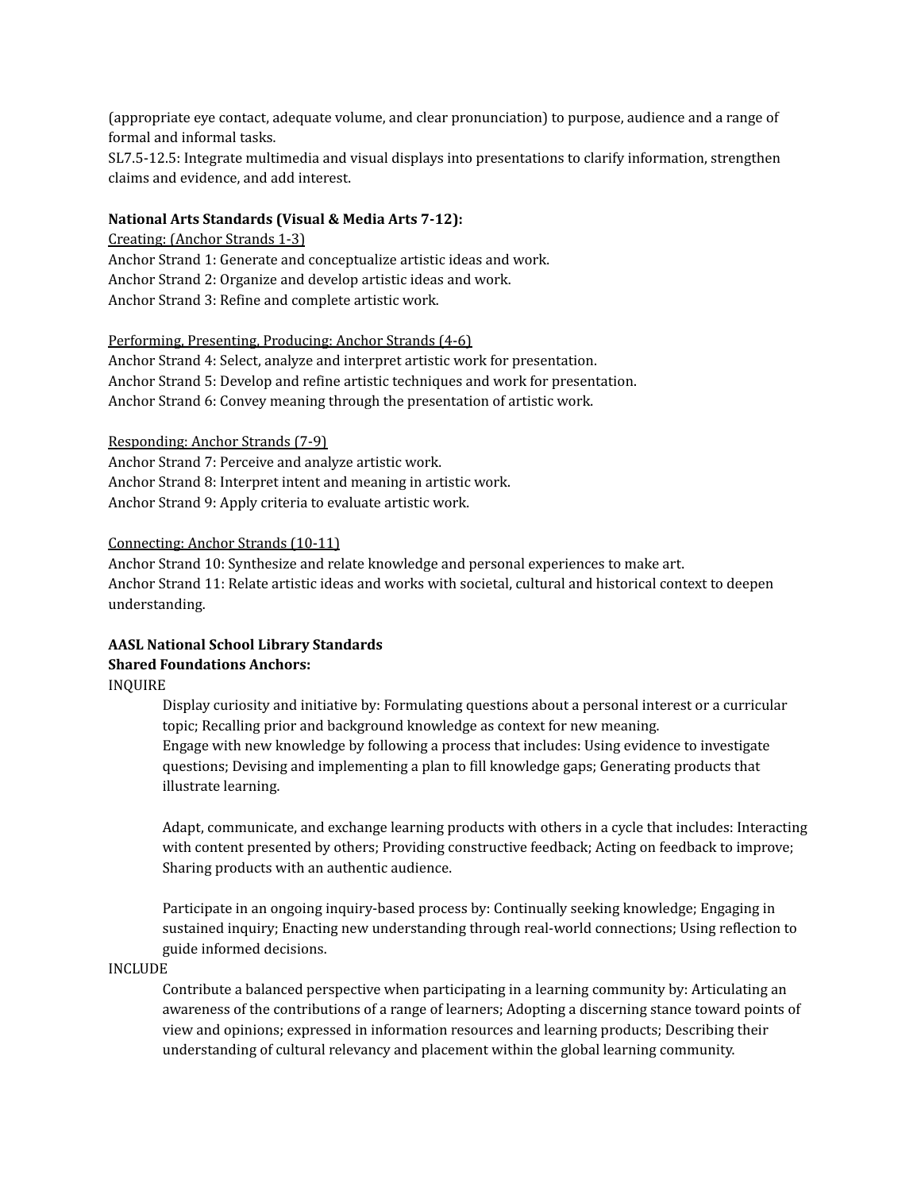(appropriate eye contact, adequate volume, and clear pronunciation) to purpose, audience and a range of formal and informal tasks.
SL7.5-12.5: Integrate multimedia and visual displays into presentations to clarify information, strengthen claims and evidence, and add interest.

**National Arts Standards (Visual & Media Arts 7-12):**
<u>Creating: (Anchor Strands 1-3)</u>
Anchor Strand 1: Generate and conceptualize artistic ideas and work.
Anchor Strand 2: Organize and develop artistic ideas and work.
Anchor Strand 3: Refine and complete artistic work.

<u>Performing, Presenting, Producing: Anchor Strands (4-6)</u>
Anchor Strand 4: Select, analyze and interpret artistic work for presentation.
Anchor Strand 5: Develop and refine artistic techniques and work for presentation.
Anchor Strand 6: Convey meaning through the presentation of artistic work.

<u>Responding: Anchor Strands (7-9)</u>
Anchor Strand 7: Perceive and analyze artistic work.
Anchor Strand 8: Interpret intent and meaning in artistic work.
Anchor Strand 9: Apply criteria to evaluate artistic work.

<u>Connecting: Anchor Strands (10-11)</u>
Anchor Strand 10: Synthesize and relate knowledge and personal experiences to make art.
Anchor Strand 11: Relate artistic ideas and works with societal, cultural and historical context to deepen understanding.

**AASL National School Library Standards**
**Shared Foundations Anchors:**
INQUIRE

> Display curiosity and initiative by: Formulating questions about a personal interest or a curricular topic; Recalling prior and background knowledge as context for new meaning.
> Engage with new knowledge by following a process that includes: Using evidence to investigate questions; Devising and implementing a plan to fill knowledge gaps; Generating products that illustrate learning.
>
> Adapt, communicate, and exchange learning products with others in a cycle that includes: Interacting with content presented by others; Providing constructive feedback; Acting on feedback to improve; Sharing products with an authentic audience.
>
> Participate in an ongoing inquiry-based process by: Continually seeking knowledge; Engaging in sustained inquiry; Enacting new understanding through real-world connections; Using reflection to guide informed decisions.

INCLUDE

> Contribute a balanced perspective when participating in a learning community by: Articulating an awareness of the contributions of a range of learners; Adopting a discerning stance toward points of view and opinions; expressed in information resources and learning products; Describing their understanding of cultural relevancy and placement within the global learning community.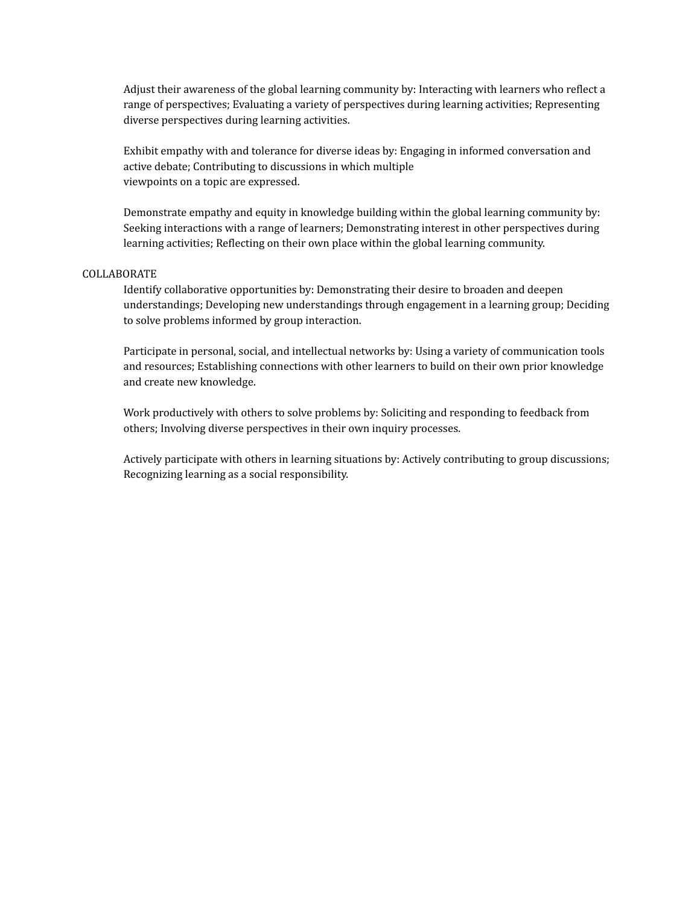Adjust their awareness of the global learning community by: Interacting with learners who reflect a range of perspectives; Evaluating a variety of perspectives during learning activities; Representing diverse perspectives during learning activities.

Exhibit empathy with and tolerance for diverse ideas by: Engaging in informed conversation and active debate; Contributing to discussions in which multiple viewpoints on a topic are expressed.

Demonstrate empathy and equity in knowledge building within the global learning community by: Seeking interactions with a range of learners; Demonstrating interest in other perspectives during learning activities; Reflecting on their own place within the global learning community.

COLLABORATE

Identify collaborative opportunities by: Demonstrating their desire to broaden and deepen understandings; Developing new understandings through engagement in a learning group; Deciding to solve problems informed by group interaction.

Participate in personal, social, and intellectual networks by: Using a variety of communication tools and resources; Establishing connections with other learners to build on their own prior knowledge and create new knowledge.

Work productively with others to solve problems by: Soliciting and responding to feedback from others; Involving diverse perspectives in their own inquiry processes.

Actively participate with others in learning situations by: Actively contributing to group discussions; Recognizing learning as a social responsibility.